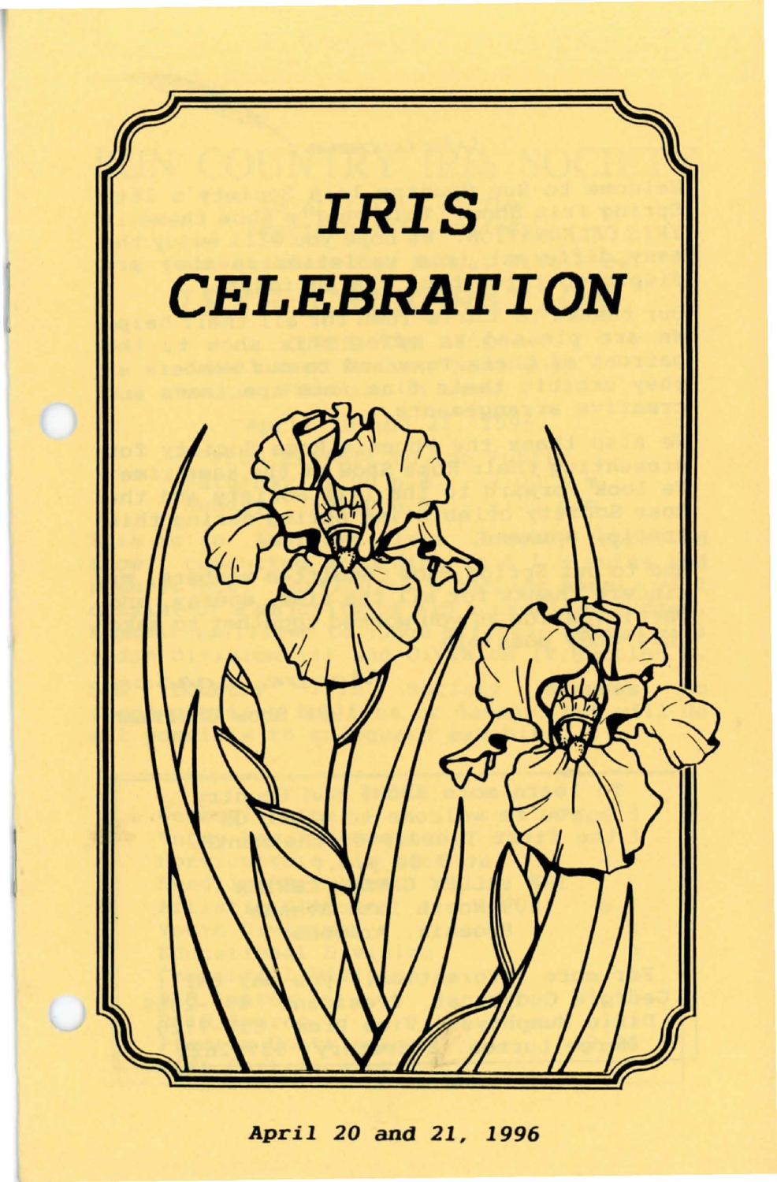# IRIS CELEBRATION

*April 20 and 21, 1996*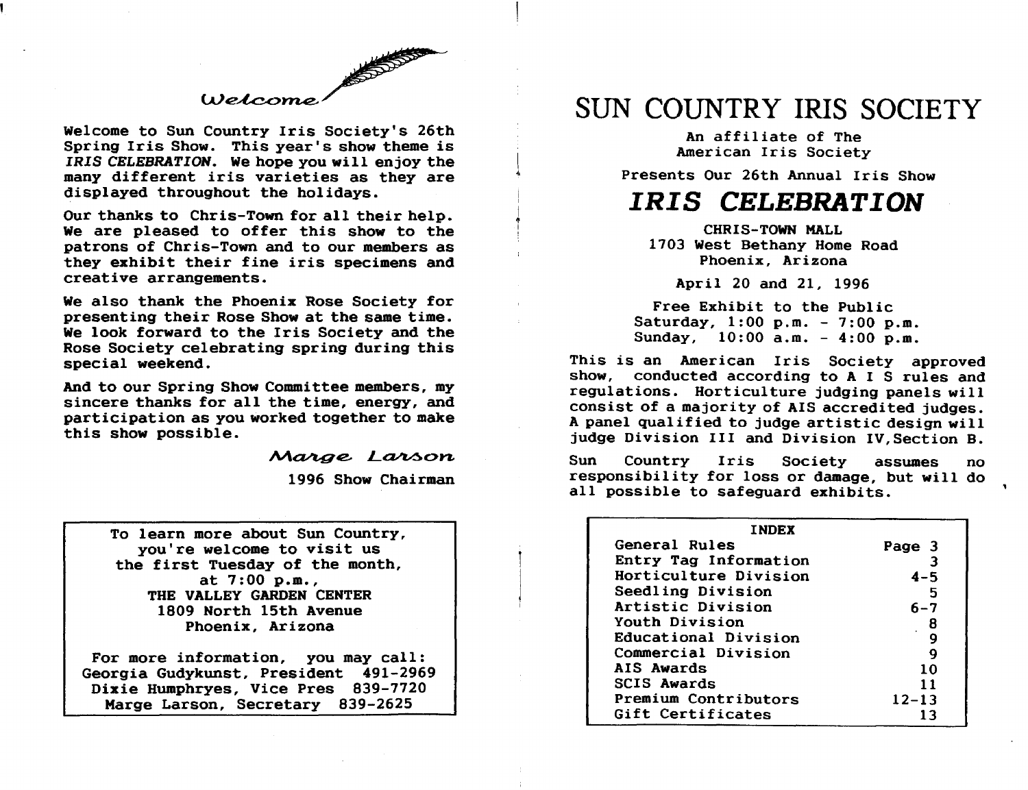*Welcome*

Welcome to Sun Country Iris Society's 26th Spring Iris Show. This year's show theme is *IRIS CELEBRATION*. We hope you will enjoy the many different iris varieties as they are displayed throughout the holidays.

Our thanks to Chris-Town for all their help. We are pleased to offer this show to the patrons of Chris-Town and to our members as they exhibit their fine iris specimens and creative arrangements.

We also thank the Phoenix Rose Society for presenting their Rose Show at the same time. We look forward to the Iris Society and the Rose Society celebrating spring during this special weekend.

And to our Spring Show Committee members, my sincere thanks for all the time, energy, and participation as you worked together to make this show possible.

*Marge Larson*
1996 Show Chairman

To learn more about Sun Country, you're welcome to visit us the first Tuesday of the month, at 7:00 p.m.,
THE VALLEY GARDEN CENTER
1809 North 15th Avenue
Phoenix, Arizona

For more information, you may call:
Georgia Gudykunst, President 491-2969
Dixie Humphryes, Vice Pres 839-7720
Marge Larson, Secretary 839-2625

# SUN COUNTRY IRIS SOCIETY

An affiliate of The American Iris Society

Presents Our 26th Annual Iris Show

## *IRIS CELEBRATION*

CHRIS-TOWN MALL
1703 West Bethany Home Road
Phoenix, Arizona

April 20 and 21, 1996

Free Exhibit to the Public
Saturday, 1:00 p.m. - 7:00 p.m.
Sunday, 10:00 a.m. - 4:00 p.m.

This is an American Iris Society approved show, conducted according to A I S rules and regulations. Horticulture judging panels will consist of a majority of AIS accredited judges. A panel qualified to judge artistic design will judge Division III and Division IV, Section B.

Sun Country Iris Society assumes no responsibility for loss or damage, but will do all possible to safeguard exhibits.

| INDEX | |
|---|---|
| General Rules | Page 3 |
| Entry Tag Information | 3 |
| Horticulture Division | 4-5 |
| Seedling Division | 5 |
| Artistic Division | 6-7 |
| Youth Division | 8 |
| Educational Division | 9 |
| Commercial Division | 9 |
| AIS Awards | 10 |
| SCIS Awards | 11 |
| Premium Contributors | 12-13 |
| Gift Certificates | 13 |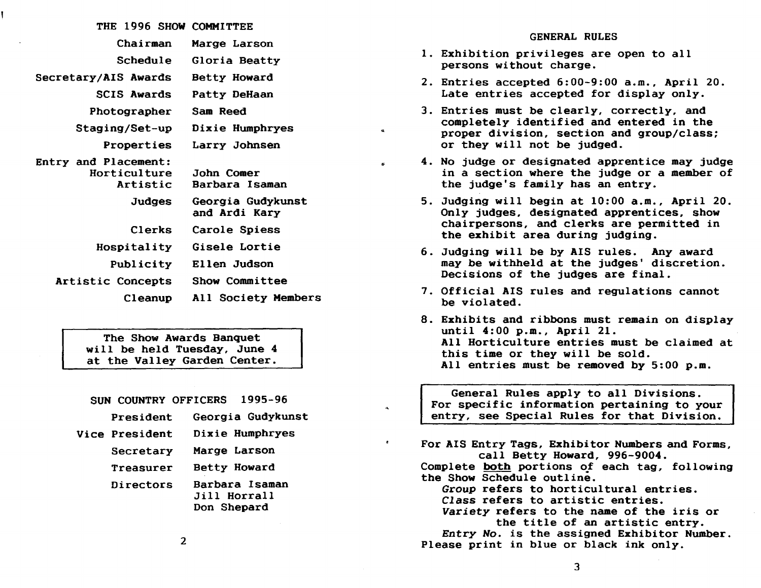## THE 1996 SHOW COMMITTEE

| | |
|---|---|
| Chairman | Marge Larson |
| Schedule | Gloria Beatty |
| Secretary/AIS Awards | Betty Howard |
| SCIS Awards | Patty DeHaan |
| Photographer | Sam Reed |
| Staging/Set-up | Dixie Humphryes |
| Properties | Larry Johnsen |
| Entry and Placement: | |
| Horticulture | John Comer |
| Artistic | Barbara Isaman |
| Judges | Georgia Gudykunst and Ardi Kary |
| Clerks | Carole Spiess |
| Hospitality | Gisele Lortie |
| Publicity | Ellen Judson |
| Artistic Concepts | Show Committee |
| Cleanup | All Society Members |

The Show Awards Banquet will be held Tuesday, June 4 at the Valley Garden Center.

## SUN COUNTRY OFFICERS 1995-96

| | |
|---|---|
| President | Georgia Gudykunst |
| Vice President | Dixie Humphryes |
| Secretary | Marge Larson |
| Treasurer | Betty Howard |
| Directors | Barbara Isaman, Jill Horrall, Don Shepard |

## GENERAL RULES

1. Exhibition privileges are open to all persons without charge.
2. Entries accepted 6:00-9:00 a.m., April 20. Late entries accepted for display only.
3. Entries must be clearly, correctly, and completely identified and entered in the proper division, section and group/class; or they will not be judged.
4. No judge or designated apprentice may judge in a section where the judge or a member of the judge's family has an entry.
5. Judging will begin at 10:00 a.m., April 20. Only judges, designated apprentices, show chairpersons, and clerks are permitted in the exhibit area during judging.
6. Judging will be by AIS rules. Any award may be withheld at the judges' discretion. Decisions of the judges are final.
7. Official AIS rules and regulations cannot be violated.
8. Exhibits and ribbons must remain on display until 4:00 p.m., April 21.
   All Horticulture entries must be claimed at this time or they will be sold.
   All entries must be removed by 5:00 p.m.

General Rules apply to all Divisions. For specific information pertaining to your entry, see Special Rules for that Division.

For AIS Entry Tags, Exhibitor Numbers and Forms, call Betty Howard, 996-9004.
Complete **both** portions of each tag, following the Show Schedule outline.

*Group* refers to horticultural entries.
*Class* refers to artistic entries.
*Variety* refers to the name of the iris or the title of an artistic entry.
*Entry No.* is the assigned Exhibitor Number.

Please print in blue or black ink only.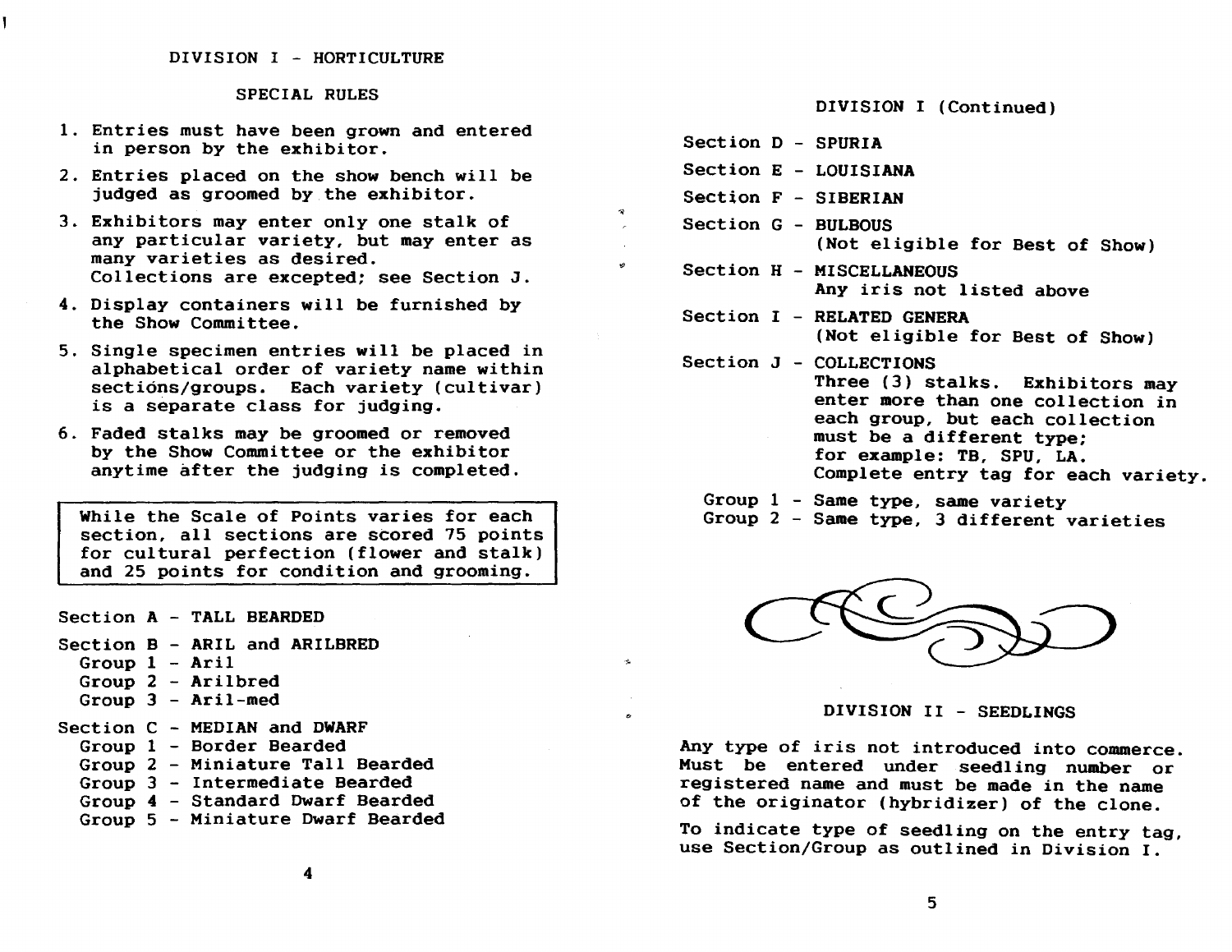## DIVISION I - HORTICULTURE

### SPECIAL RULES

1. Entries must have been grown and entered in person by the exhibitor.
2. Entries placed on the show bench will be judged as groomed by the exhibitor.
3. Exhibitors may enter only one stalk of any particular variety, but may enter as many varieties as desired. Collections are excepted; see Section J.
4. Display containers will be furnished by the Show Committee.
5. Single specimen entries will be placed in alphabetical order of variety name within sections/groups. Each variety (cultivar) is a separate class for judging.
6. Faded stalks may be groomed or removed by the Show Committee or the exhibitor anytime after the judging is completed.

> While the Scale of Points varies for each section, all sections are scored 75 points for cultural perfection (flower and stalk) and 25 points for condition and grooming.

**Section A** - TALL BEARDED

**Section B** - ARIL and ARILBRED
- Group 1 - Aril
- Group 2 - Arilbred
- Group 3 - Aril-med

**Section C** - MEDIAN and DWARF
- Group 1 - Border Bearded
- Group 2 - Miniature Tall Bearded
- Group 3 - Intermediate Bearded
- Group 4 - Standard Dwarf Bearded
- Group 5 - Miniature Dwarf Bearded

## DIVISION I (Continued)

**Section D** - SPURIA

**Section E** - LOUISIANA

**Section F** - SIBERIAN

**Section G** - BULBOUS
(Not eligible for Best of Show)

**Section H** - MISCELLANEOUS
Any iris not listed above

**Section I** - RELATED GENERA
(Not eligible for Best of Show)

**Section J** - COLLECTIONS
Three (3) stalks. Exhibitors may enter more than one collection in each group, but each collection must be a different type; for example: TB, SPU, LA. Complete entry tag for each variety.
- Group 1 - Same type, same variety
- Group 2 - Same type, 3 different varieties

## DIVISION II - SEEDLINGS

Any type of iris not introduced into commerce. Must be entered under seedling number or registered name and must be made in the name of the originator (hybridizer) of the clone.

To indicate type of seedling on the entry tag, use Section/Group as outlined in Division I.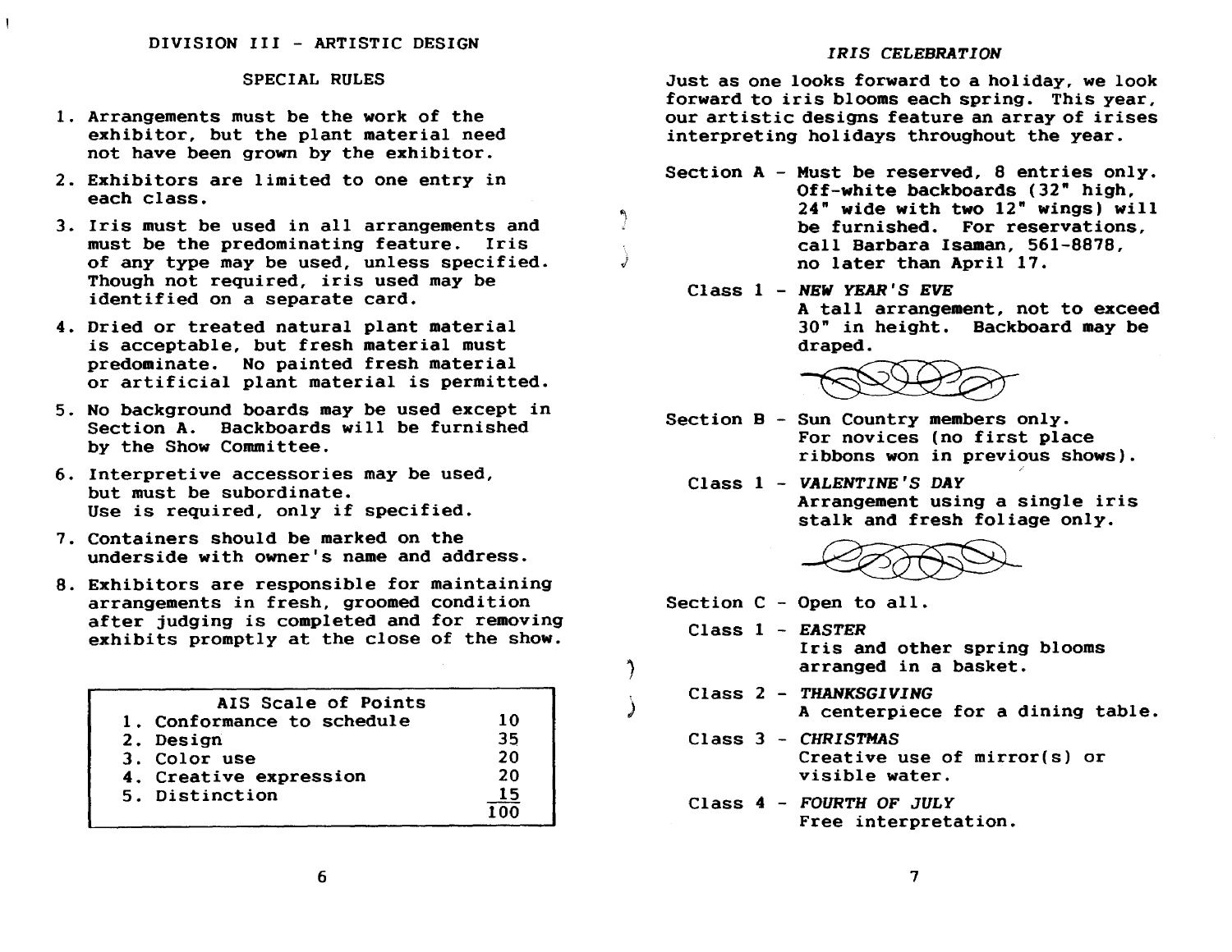# DIVISION III - ARTISTIC DESIGN

## SPECIAL RULES

1. Arrangements must be the work of the exhibitor, but the plant material need not have been grown by the exhibitor.
2. Exhibitors are limited to one entry in each class.
3. Iris must be used in all arrangements and must be the predominating feature. Iris of any type may be used, unless specified. Though not required, iris used may be identified on a separate card.
4. Dried or treated natural plant material is acceptable, but fresh material must predominate. No painted fresh material or artificial plant material is permitted.
5. No background boards may be used except in Section A. Backboards will be furnished by the Show Committee.
6. Interpretive accessories may be used, but must be subordinate. Use is required, only if specified.
7. Containers should be marked on the underside with owner's name and address.
8. Exhibitors are responsible for maintaining arrangements in fresh, groomed condition after judging is completed and for removing exhibits promptly at the close of the show.

| AIS Scale of Points | |
|---|---|
| 1. Conformance to schedule | 10 |
| 2. Design | 35 |
| 3. Color use | 20 |
| 4. Creative expression | 20 |
| 5. Distinction | 15 |
| | 100 |

## *IRIS CELEBRATION*

Just as one looks forward to a holiday, we look forward to iris blooms each spring. This year, our artistic designs feature an array of irises interpreting holidays throughout the year.

**Section A** - Must be reserved, 8 entries only. Off-white backboards (32" high, 24" wide with two 12" wings) will be furnished. For reservations, call Barbara Isaman, 561-8878, no later than April 17.

- Class 1 - ***NEW YEAR'S EVE***
  A tall arrangement, not to exceed 30" in height. Backboard may be draped.

**Section B** - Sun Country members only. For novices (no first place ribbons won in previous shows).

- Class 1 - ***VALENTINE'S DAY***
  Arrangement using a single iris stalk and fresh foliage only.

**Section C** - Open to all.

- Class 1 - ***EASTER***
  Iris and other spring blooms arranged in a basket.
- Class 2 - ***THANKSGIVING***
  A centerpiece for a dining table.
- Class 3 - ***CHRISTMAS***
  Creative use of mirror(s) or visible water.
- Class 4 - ***FOURTH OF JULY***
  Free interpretation.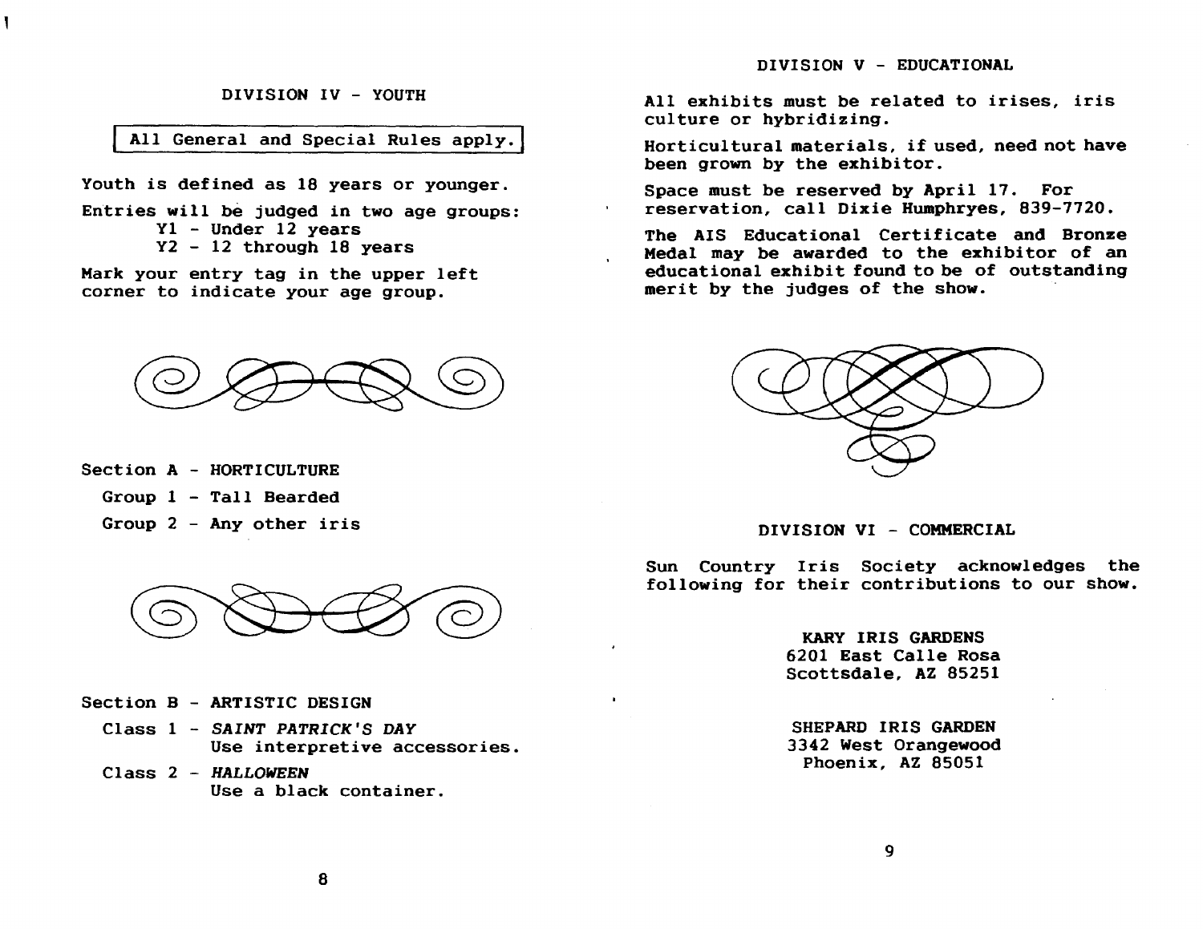## DIVISION IV - YOUTH

All General and Special Rules apply.

Youth is defined as 18 years or younger.

Entries will be judged in two age groups:
- Y1 - Under 12 years
- Y2 - 12 through 18 years

Mark your entry tag in the upper left corner to indicate your age group.

### Section A - HORTICULTURE

Group 1 - Tall Bearded

Group 2 - Any other iris

### Section B - ARTISTIC DESIGN

Class 1 - *SAINT PATRICK'S DAY*
Use interpretive accessories.

Class 2 - *HALLOWEEN*
Use a black container.

## DIVISION V - EDUCATIONAL

All exhibits must be related to irises, iris culture or hybridizing.

Horticultural materials, if used, need not have been grown by the exhibitor.

Space must be reserved by April 17. For reservation, call Dixie Humphryes, 839-7720.

The AIS Educational Certificate and Bronze Medal may be awarded to the exhibitor of an educational exhibit found to be of outstanding merit by the judges of the show.

## DIVISION VI - COMMERCIAL

Sun Country Iris Society acknowledges the following for their contributions to our show.

KARY IRIS GARDENS
6201 East Calle Rosa
Scottsdale, AZ 85251

SHEPARD IRIS GARDEN
3342 West Orangewood
Phoenix, AZ 85051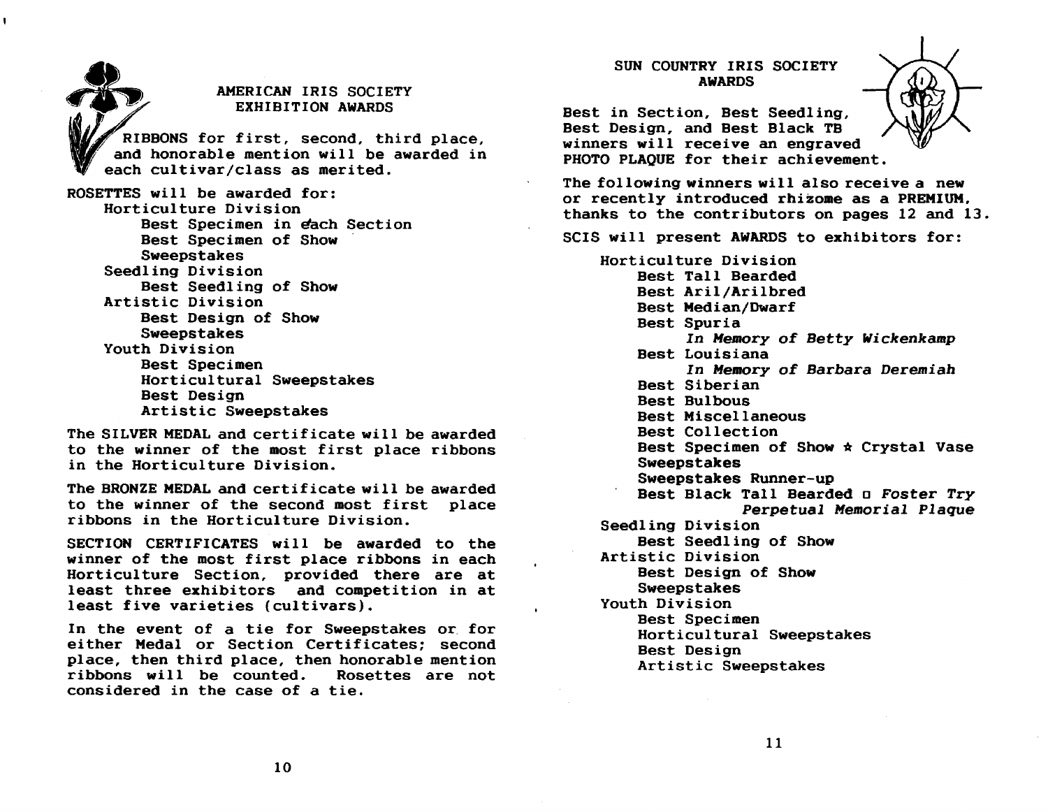## AMERICAN IRIS SOCIETY EXHIBITION AWARDS

RIBBONS for first, second, third place, and honorable mention will be awarded in each cultivar/class as merited.

ROSETTES will be awarded for:

- Horticulture Division
  - Best Specimen in each Section
  - Best Specimen of Show
  - Sweepstakes
- Seedling Division
  - Best Seedling of Show
- Artistic Division
  - Best Design of Show
  - Sweepstakes
- Youth Division
  - Best Specimen
  - Horticultural Sweepstakes
  - Best Design
  - Artistic Sweepstakes

The SILVER MEDAL and certificate will be awarded to the winner of the most first place ribbons in the Horticulture Division.

The BRONZE MEDAL and certificate will be awarded to the winner of the second most first place ribbons in the Horticulture Division.

SECTION CERTIFICATES will be awarded to the winner of the most first place ribbons in each Horticulture Section, provided there are at least three exhibitors and competition in at least five varieties (cultivars).

In the event of a tie for Sweepstakes or for either Medal or Section Certificates; second place, then third place, then honorable mention ribbons will be counted. Rosettes are not considered in the case of a tie.

## SUN COUNTRY IRIS SOCIETY AWARDS

Best in Section, Best Seedling, Best Design, and Best Black TB winners will receive an engraved PHOTO PLAQUE for their achievement.

The following winners will also receive a new or recently introduced rhizome as a PREMIUM, thanks to the contributors on pages 12 and 13.

SCIS will present AWARDS to exhibitors for:

- Horticulture Division
  - Best Tall Bearded
  - Best Aril/Arilbred
  - Best Median/Dwarf
  - Best Spuria
    - *In Memory of Betty Wickenkamp*
  - Best Louisiana
    - *In Memory of Barbara Deremiah*
  - Best Siberian
  - Best Bulbous
  - Best Miscellaneous
  - Best Collection
  - Best Specimen of Show ★ Crystal Vase
  - Sweepstakes
  - Sweepstakes Runner-up
  - Best Black Tall Bearded □ *Foster Try Perpetual Memorial Plaque*
- Seedling Division
  - Best Seedling of Show
- Artistic Division
  - Best Design of Show
  - Sweepstakes
- Youth Division
  - Best Specimen
  - Horticultural Sweepstakes
  - Best Design
  - Artistic Sweepstakes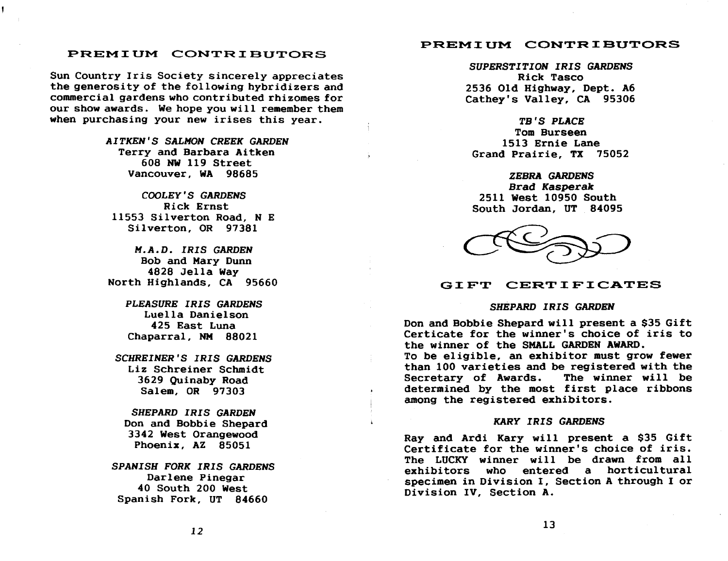## PREMIUM CONTRIBUTORS

Sun Country Iris Society sincerely appreciates the generosity of the following hybridizers and commercial gardens who contributed rhizomes for our show awards. We hope you will remember them when purchasing your new irises this year.

*AITKEN'S SALMON CREEK GARDEN*
Terry and Barbara Aitken
608 NW 119 Street
Vancouver, WA 98685

*COOLEY'S GARDENS*
Rick Ernst
11553 Silverton Road, N E
Silverton, OR 97381

*M.A.D. IRIS GARDEN*
Bob and Mary Dunn
4828 Jella Way
North Highlands, CA 95660

*PLEASURE IRIS GARDENS*
Luella Danielson
425 East Luna
Chaparral, NM 88021

*SCHREINER'S IRIS GARDENS*
Liz Schreiner Schmidt
3629 Quinaby Road
Salem, OR 97303

*SHEPARD IRIS GARDEN*
Don and Bobbie Shepard
3342 West Orangewood
Phoenix, AZ 85051

*SPANISH FORK IRIS GARDENS*
Darlene Pinegar
40 South 200 West
Spanish Fork, UT 84660

## PREMIUM CONTRIBUTORS

*SUPERSTITION IRIS GARDENS*
Rick Tasco
2536 Old Highway, Dept. A6
Cathey's Valley, CA 95306

*TB'S PLACE*
Tom Burseen
1513 Ernie Lane
Grand Prairie, TX 75052

*ZEBRA GARDENS*
*Brad Kasperak*
2511 West 10950 South
South Jordan, UT 84095

## GIFT CERTIFICATES

### *SHEPARD IRIS GARDEN*

Don and Bobbie Shepard will present a $35 Gift Certicate for the winner's choice of iris to the winner of the SMALL GARDEN AWARD. To be eligible, an exhibitor must grow fewer than 100 varieties and be registered with the Secretary of Awards. The winner will be determined by the most first place ribbons among the registered exhibitors.

### *KARY IRIS GARDENS*

Ray and Ardi Kary will present a $35 Gift Certificate for the winner's choice of iris. The LUCKY winner will be drawn from all exhibitors who entered a horticultural specimen in Division I, Section A through I or Division IV, Section A.